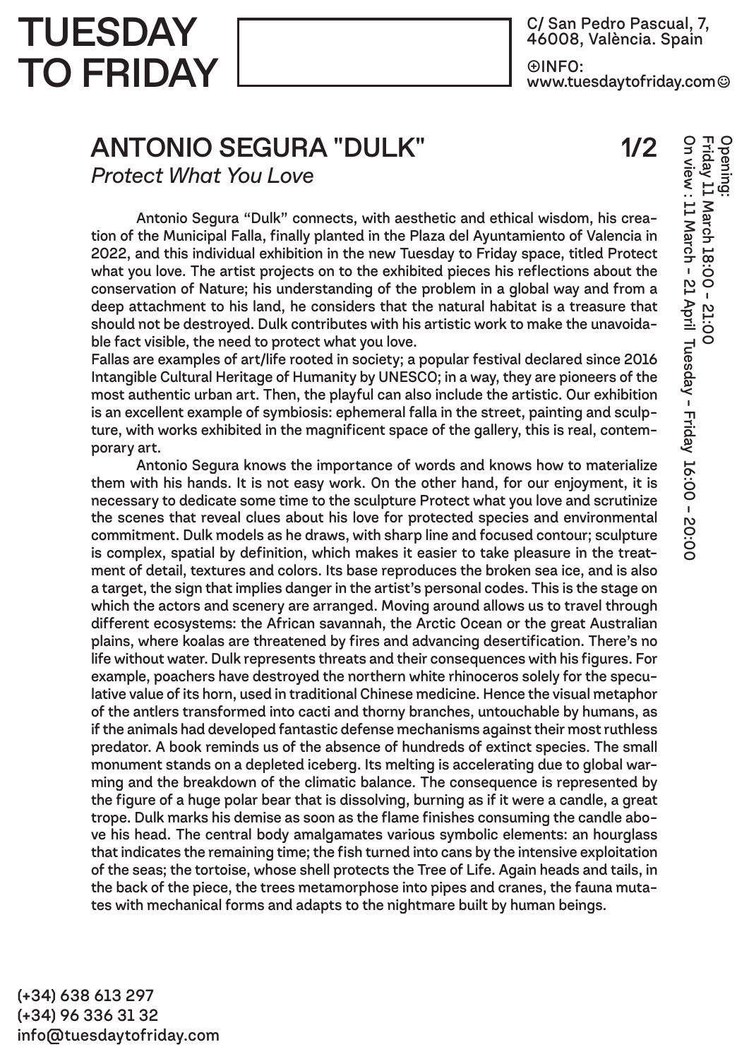# TUESDAY TO FRIDAY

C/ San Pedro Pascual, 7,
46008, València. Spain

⊕INFO:
www.tuesdaytofriday.com☺

## ANTONIO SEGURA "DULK"

*Protect What You Love*

Opening:
Friday 11 March 18:00 – 21:00
On view : 11 March – 21 April Tuesday – Friday 16:00 – 20:00

Antonio Segura "Dulk" connects, with aesthetic and ethical wisdom, his creation of the Municipal Falla, finally planted in the Plaza del Ayuntamiento of Valencia in 2022, and this individual exhibition in the new Tuesday to Friday space, titled Protect what you love. The artist projects on to the exhibited pieces his reflections about the conservation of Nature; his understanding of the problem in a global way and from a deep attachment to his land, he considers that the natural habitat is a treasure that should not be destroyed. Dulk contributes with his artistic work to make the unavoidable fact visible, the need to protect what you love.
Fallas are examples of art/life rooted in society; a popular festival declared since 2016 Intangible Cultural Heritage of Humanity by UNESCO; in a way, they are pioneers of the most authentic urban art. Then, the playful can also include the artistic. Our exhibition is an excellent example of symbiosis: ephemeral falla in the street, painting and sculpture, with works exhibited in the magnificent space of the gallery, this is real, contemporary art.

Antonio Segura knows the importance of words and knows how to materialize them with his hands. It is not easy work. On the other hand, for our enjoyment, it is necessary to dedicate some time to the sculpture Protect what you love and scrutinize the scenes that reveal clues about his love for protected species and environmental commitment. Dulk models as he draws, with sharp line and focused contour; sculpture is complex, spatial by definition, which makes it easier to take pleasure in the treatment of detail, textures and colors. Its base reproduces the broken sea ice, and is also a target, the sign that implies danger in the artist's personal codes. This is the stage on which the actors and scenery are arranged. Moving around allows us to travel through different ecosystems: the African savannah, the Arctic Ocean or the great Australian plains, where koalas are threatened by fires and advancing desertification. There's no life without water. Dulk represents threats and their consequences with his figures. For example, poachers have destroyed the northern white rhinoceros solely for the speculative value of its horn, used in traditional Chinese medicine. Hence the visual metaphor of the antlers transformed into cacti and thorny branches, untouchable by humans, as if the animals had developed fantastic defense mechanisms against their most ruthless predator. A book reminds us of the absence of hundreds of extinct species. The small monument stands on a depleted iceberg. Its melting is accelerating due to global warming and the breakdown of the climatic balance. The consequence is represented by the figure of a huge polar bear that is dissolving, burning as if it were a candle, a great trope. Dulk marks his demise as soon as the flame finishes consuming the candle above his head. The central body amalgamates various symbolic elements: an hourglass that indicates the remaining time; the fish turned into cans by the intensive exploitation of the seas; the tortoise, whose shell protects the Tree of Life. Again heads and tails, in the back of the piece, the trees metamorphose into pipes and cranes, the fauna mutates with mechanical forms and adapts to the nightmare built by human beings.

(+34) 638 613 297
(+34) 96 336 31 32
info@tuesdaytofriday.com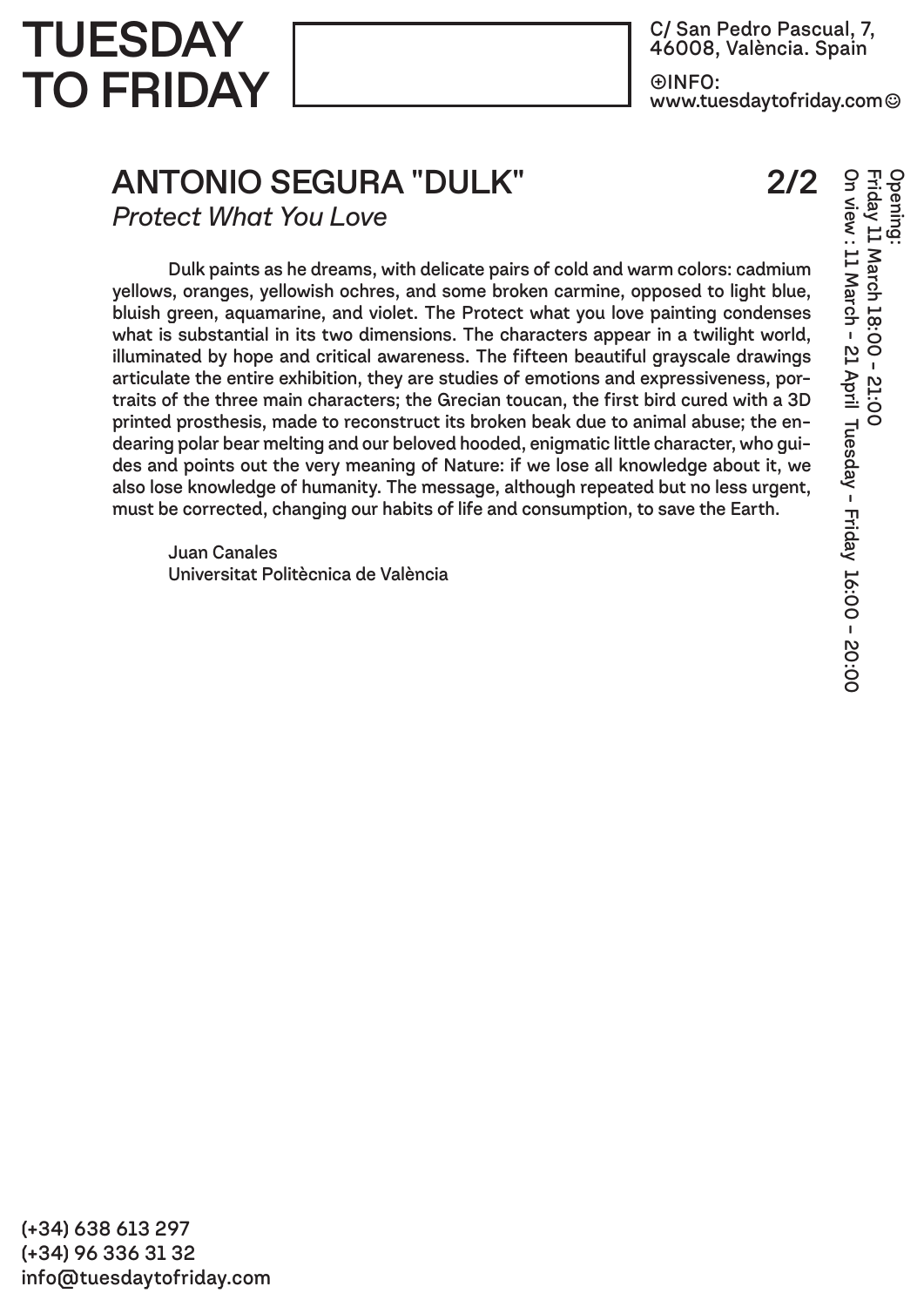# TUESDAY TO FRIDAY

C/ San Pedro Pascual, 7, 46008, València. Spain

⊕INFO: www.tuesdaytofriday.com☺

## ANTONIO SEGURA "DULK"

*Protect What You Love*

Opening: Friday 11 March 18:00 - 21:00
On view : 11 March - 21 April Tuesday - Friday 16:00 - 20:00

Dulk paints as he dreams, with delicate pairs of cold and warm colors: cadmium yellows, oranges, yellowish ochres, and some broken carmine, opposed to light blue, bluish green, aquamarine, and violet. The Protect what you love painting condenses what is substantial in its two dimensions. The characters appear in a twilight world, illuminated by hope and critical awareness. The fifteen beautiful grayscale drawings articulate the entire exhibition, they are studies of emotions and expressiveness, portraits of the three main characters; the Grecian toucan, the first bird cured with a 3D printed prosthesis, made to reconstruct its broken beak due to animal abuse; the endearing polar bear melting and our beloved hooded, enigmatic little character, who guides and points out the very meaning of Nature: if we lose all knowledge about it, we also lose knowledge of humanity. The message, although repeated but no less urgent, must be corrected, changing our habits of life and consumption, to save the Earth.

Juan Canales
Universitat Politècnica de València

(+34) 638 613 297
(+34) 96 336 31 32
info@tuesdaytofriday.com